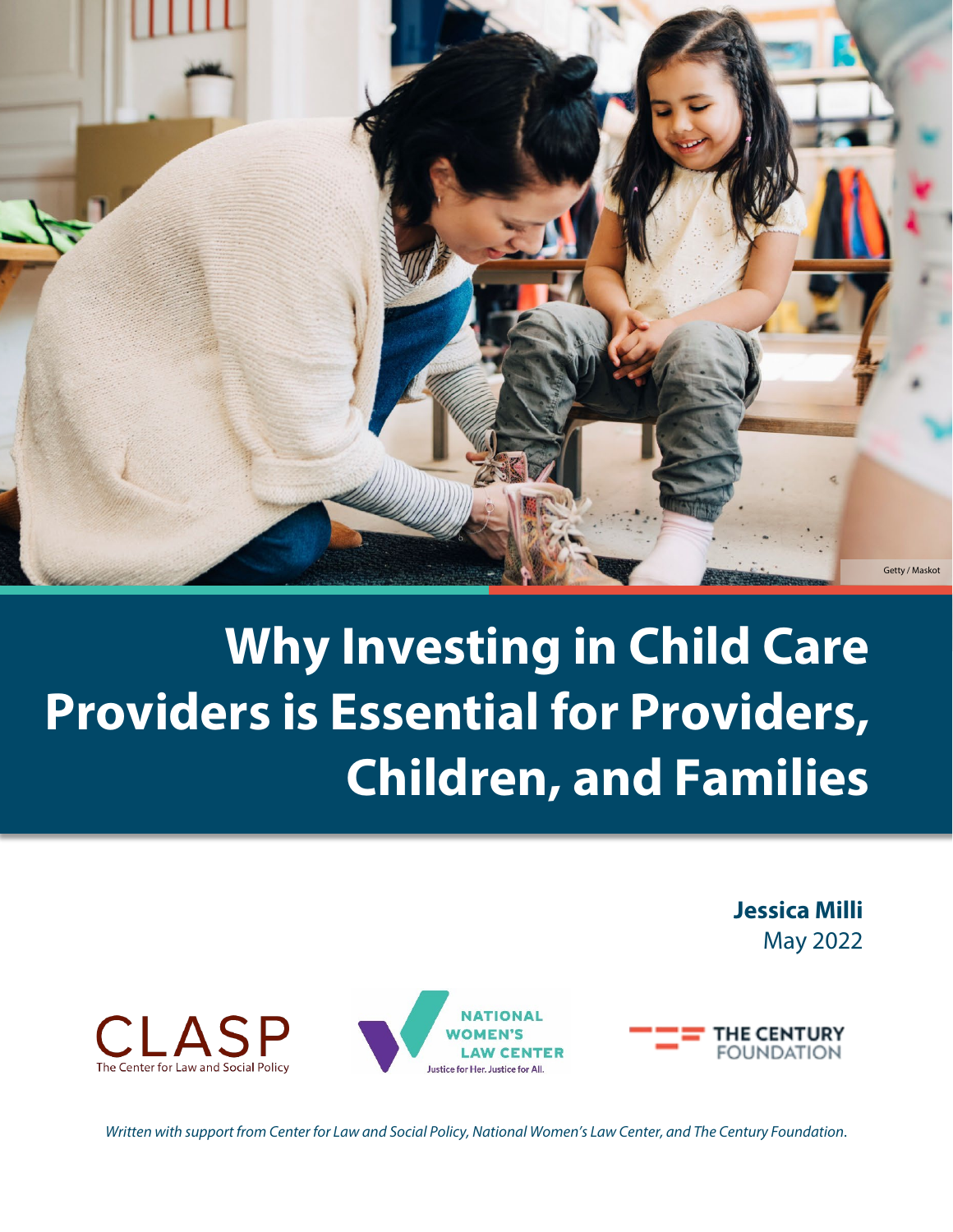Getty / Maskot

# Why Investing in Child Care Providers is Essential for Providers, Children, and Families

**Jessica Milli**
May 2022

CLASP
The Center for Law and Social Policy

NATIONAL WOMEN'S LAW CENTER
Justice for Her. Justice for All.

THE CENTURY FOUNDATION

*Written with support from Center for Law and Social Policy, National Women's Law Center, and The Century Foundation.*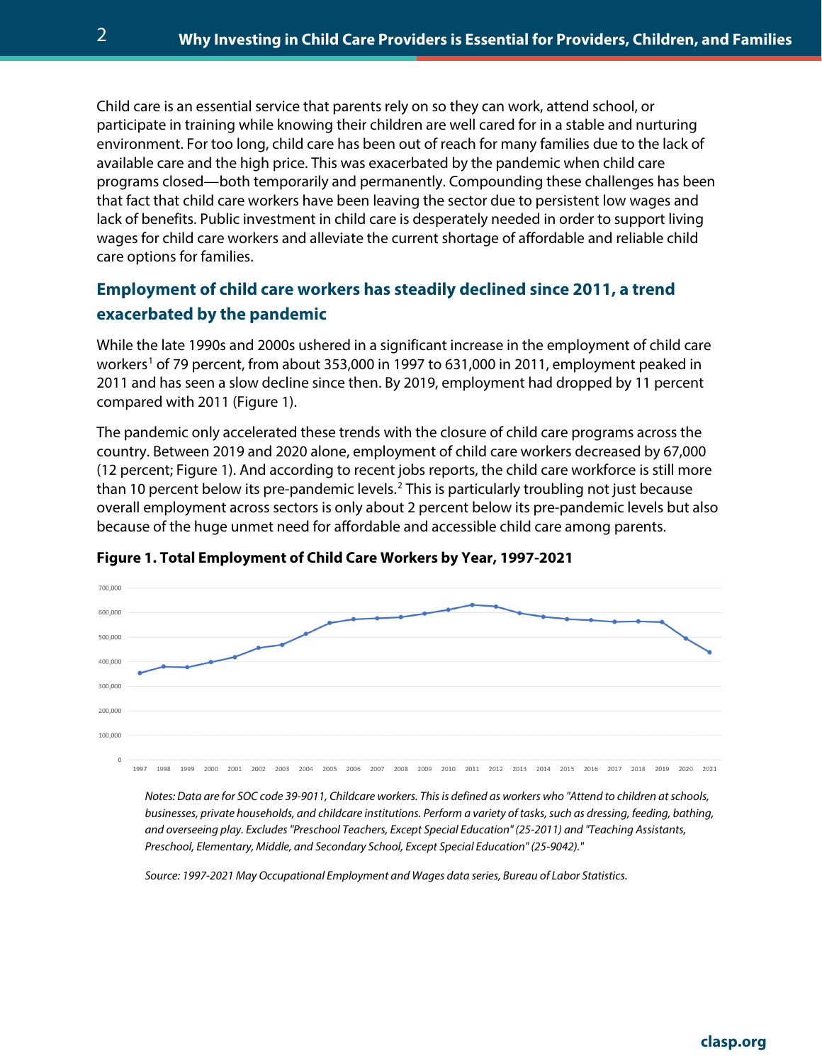Child care is an essential service that parents rely on so they can work, attend school, or participate in training while knowing their children are well cared for in a stable and nurturing environment. For too long, child care has been out of reach for many families due to the lack of available care and the high price. This was exacerbated by the pandemic when child care programs closed—both temporarily and permanently. Compounding these challenges has been that fact that child care workers have been leaving the sector due to persistent low wages and lack of benefits. Public investment in child care is desperately needed in order to support living wages for child care workers and alleviate the current shortage of affordable and reliable child care options for families.

## Employment of child care workers has steadily declined since 2011, a trend exacerbated by the pandemic

While the late 1990s and 2000s ushered in a significant increase in the employment of child care workers[1] of 79 percent, from about 353,000 in 1997 to 631,000 in 2011, employment peaked in 2011 and has seen a slow decline since then. By 2019, employment had dropped by 11 percent compared with 2011 (Figure 1).

The pandemic only accelerated these trends with the closure of child care programs across the country. Between 2019 and 2020 alone, employment of child care workers decreased by 67,000 (12 percent; Figure 1). And according to recent jobs reports, the child care workforce is still more than 10 percent below its pre-pandemic levels.[2] This is particularly troubling not just because overall employment across sectors is only about 2 percent below its pre-pandemic levels but also because of the huge unmet need for affordable and accessible child care among parents.

**Figure 1. Total Employment of Child Care Workers by Year, 1997-2021**

*Notes: Data are for SOC code 39-9011, Childcare workers. This is defined as workers who "Attend to children at schools, businesses, private households, and childcare institutions. Perform a variety of tasks, such as dressing, feeding, bathing, and overseeing play. Excludes "Preschool Teachers, Except Special Education" (25-2011) and "Teaching Assistants, Preschool, Elementary, Middle, and Secondary School, Except Special Education" (25-9042)."*

*Source: 1997-2021 May Occupational Employment and Wages data series, Bureau of Labor Statistics.*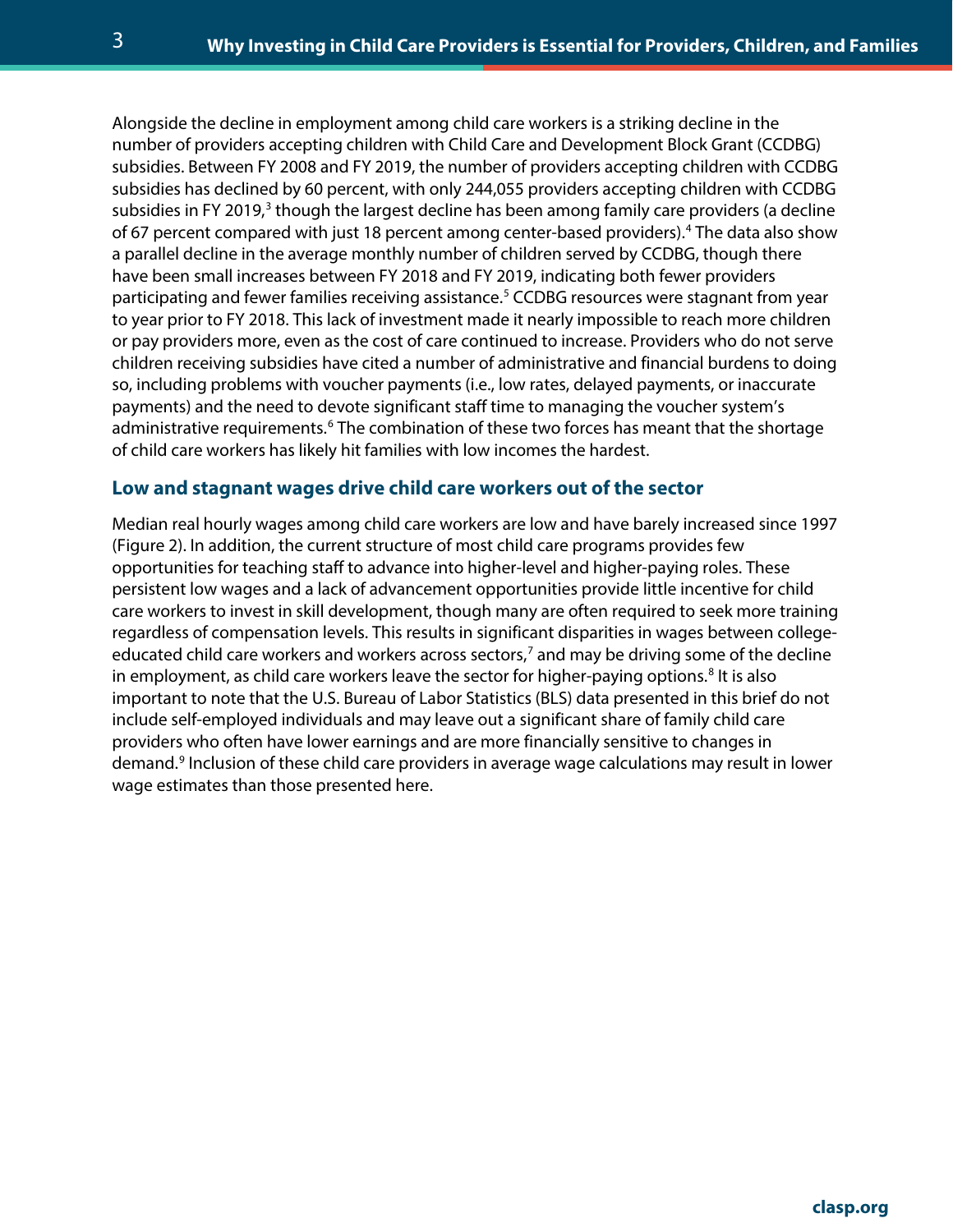Alongside the decline in employment among child care workers is a striking decline in the number of providers accepting children with Child Care and Development Block Grant (CCDBG) subsidies. Between FY 2008 and FY 2019, the number of providers accepting children with CCDBG subsidies has declined by 60 percent, with only 244,055 providers accepting children with CCDBG subsidies in FY 2019,[3] though the largest decline has been among family care providers (a decline of 67 percent compared with just 18 percent among center-based providers).[4] The data also show a parallel decline in the average monthly number of children served by CCDBG, though there have been small increases between FY 2018 and FY 2019, indicating both fewer providers participating and fewer families receiving assistance.[5] CCDBG resources were stagnant from year to year prior to FY 2018. This lack of investment made it nearly impossible to reach more children or pay providers more, even as the cost of care continued to increase. Providers who do not serve children receiving subsidies have cited a number of administrative and financial burdens to doing so, including problems with voucher payments (i.e., low rates, delayed payments, or inaccurate payments) and the need to devote significant staff time to managing the voucher system's administrative requirements.[6] The combination of these two forces has meant that the shortage of child care workers has likely hit families with low incomes the hardest.

## Low and stagnant wages drive child care workers out of the sector

Median real hourly wages among child care workers are low and have barely increased since 1997 (Figure 2). In addition, the current structure of most child care programs provides few opportunities for teaching staff to advance into higher-level and higher-paying roles. These persistent low wages and a lack of advancement opportunities provide little incentive for child care workers to invest in skill development, though many are often required to seek more training regardless of compensation levels. This results in significant disparities in wages between college-educated child care workers and workers across sectors,[7] and may be driving some of the decline in employment, as child care workers leave the sector for higher-paying options.[8] It is also important to note that the U.S. Bureau of Labor Statistics (BLS) data presented in this brief do not include self-employed individuals and may leave out a significant share of family child care providers who often have lower earnings and are more financially sensitive to changes in demand.[9] Inclusion of these child care providers in average wage calculations may result in lower wage estimates than those presented here.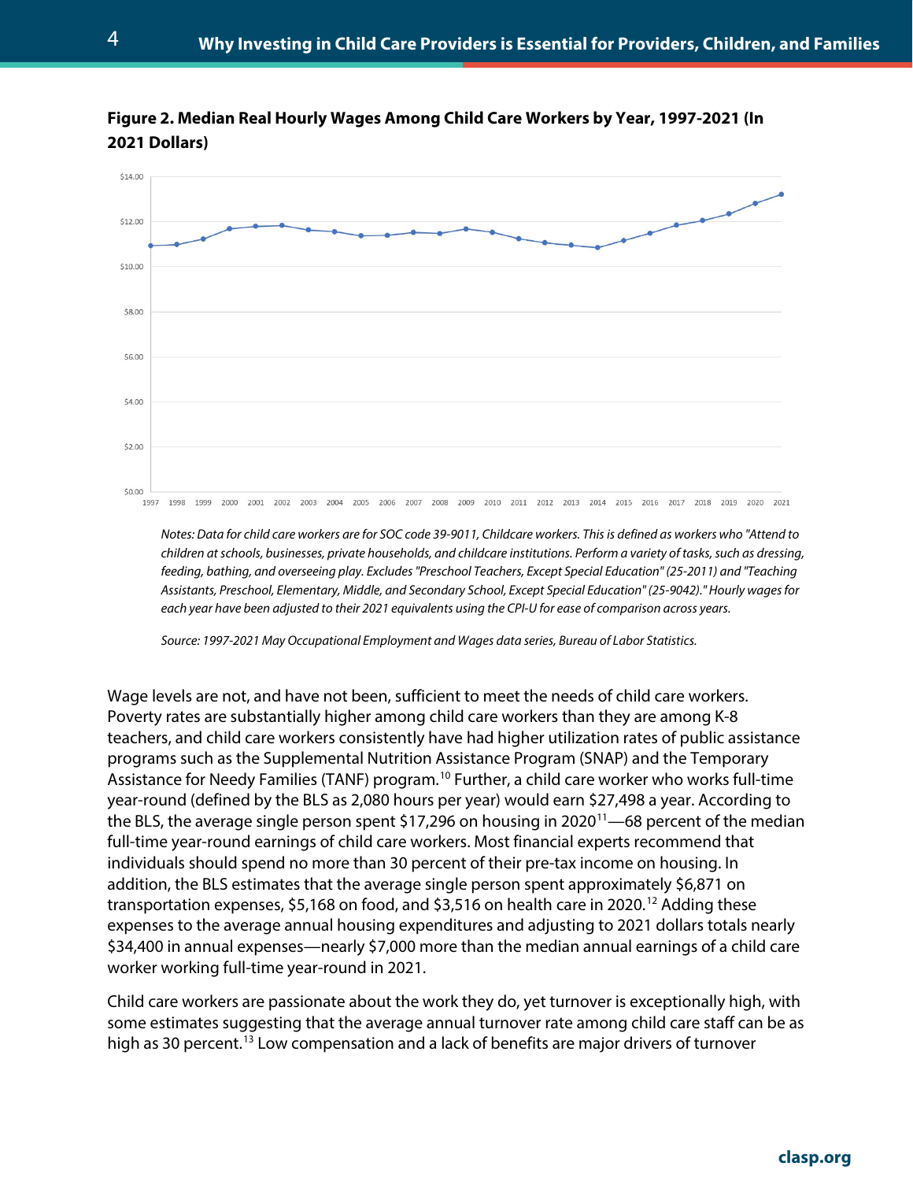**Figure 2. Median Real Hourly Wages Among Child Care Workers by Year, 1997-2021 (In 2021 Dollars)**

*Notes: Data for child care workers are for SOC code 39-9011, Childcare workers. This is defined as workers who "Attend to children at schools, businesses, private households, and childcare institutions. Perform a variety of tasks, such as dressing, feeding, bathing, and overseeing play. Excludes "Preschool Teachers, Except Special Education" (25-2011) and "Teaching Assistants, Preschool, Elementary, Middle, and Secondary School, Except Special Education" (25-9042)." Hourly wages for each year have been adjusted to their 2021 equivalents using the CPI-U for ease of comparison across years.*

*Source: 1997-2021 May Occupational Employment and Wages data series, Bureau of Labor Statistics.*

Wage levels are not, and have not been, sufficient to meet the needs of child care workers. Poverty rates are substantially higher among child care workers than they are among K-8 teachers, and child care workers consistently have had higher utilization rates of public assistance programs such as the Supplemental Nutrition Assistance Program (SNAP) and the Temporary Assistance for Needy Families (TANF) program.[10] Further, a child care worker who works full-time year-round (defined by the BLS as 2,080 hours per year) would earn $27,498 a year. According to the BLS, the average single person spent $17,296 on housing in 2020[11]—68 percent of the median full-time year-round earnings of child care workers. Most financial experts recommend that individuals should spend no more than 30 percent of their pre-tax income on housing. In addition, the BLS estimates that the average single person spent approximately $6,871 on transportation expenses, $5,168 on food, and $3,516 on health care in 2020.[12] Adding these expenses to the average annual housing expenditures and adjusting to 2021 dollars totals nearly $34,400 in annual expenses—nearly $7,000 more than the median annual earnings of a child care worker working full-time year-round in 2021.

Child care workers are passionate about the work they do, yet turnover is exceptionally high, with some estimates suggesting that the average annual turnover rate among child care staff can be as high as 30 percent.[13] Low compensation and a lack of benefits are major drivers of turnover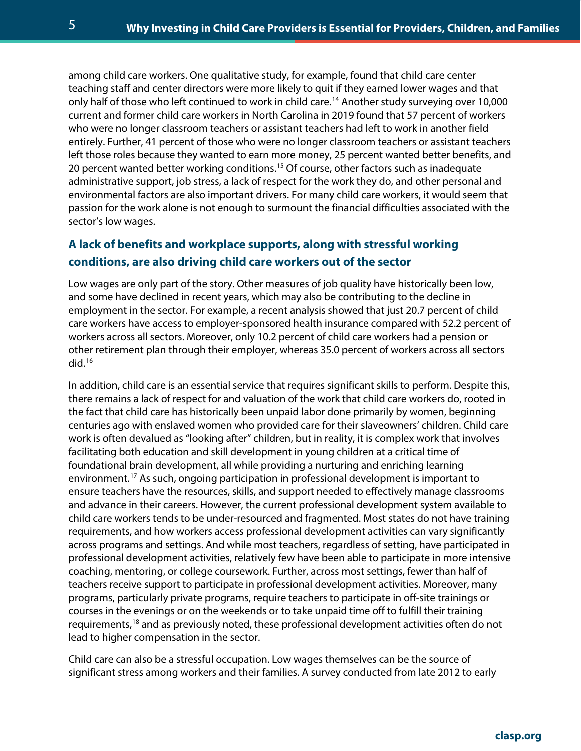among child care workers. One qualitative study, for example, found that child care center teaching staff and center directors were more likely to quit if they earned lower wages and that only half of those who left continued to work in child care.[14] Another study surveying over 10,000 current and former child care workers in North Carolina in 2019 found that 57 percent of workers who were no longer classroom teachers or assistant teachers had left to work in another field entirely. Further, 41 percent of those who were no longer classroom teachers or assistant teachers left those roles because they wanted to earn more money, 25 percent wanted better benefits, and 20 percent wanted better working conditions.[15] Of course, other factors such as inadequate administrative support, job stress, a lack of respect for the work they do, and other personal and environmental factors are also important drivers. For many child care workers, it would seem that passion for the work alone is not enough to surmount the financial difficulties associated with the sector's low wages.

## A lack of benefits and workplace supports, along with stressful working conditions, are also driving child care workers out of the sector

Low wages are only part of the story. Other measures of job quality have historically been low, and some have declined in recent years, which may also be contributing to the decline in employment in the sector. For example, a recent analysis showed that just 20.7 percent of child care workers have access to employer-sponsored health insurance compared with 52.2 percent of workers across all sectors. Moreover, only 10.2 percent of child care workers had a pension or other retirement plan through their employer, whereas 35.0 percent of workers across all sectors did.[16]

In addition, child care is an essential service that requires significant skills to perform. Despite this, there remains a lack of respect for and valuation of the work that child care workers do, rooted in the fact that child care has historically been unpaid labor done primarily by women, beginning centuries ago with enslaved women who provided care for their slaveowners' children. Child care work is often devalued as "looking after" children, but in reality, it is complex work that involves facilitating both education and skill development in young children at a critical time of foundational brain development, all while providing a nurturing and enriching learning environment.[17] As such, ongoing participation in professional development is important to ensure teachers have the resources, skills, and support needed to effectively manage classrooms and advance in their careers. However, the current professional development system available to child care workers tends to be under-resourced and fragmented. Most states do not have training requirements, and how workers access professional development activities can vary significantly across programs and settings. And while most teachers, regardless of setting, have participated in professional development activities, relatively few have been able to participate in more intensive coaching, mentoring, or college coursework. Further, across most settings, fewer than half of teachers receive support to participate in professional development activities. Moreover, many programs, particularly private programs, require teachers to participate in off-site trainings or courses in the evenings or on the weekends or to take unpaid time off to fulfill their training requirements,[18] and as previously noted, these professional development activities often do not lead to higher compensation in the sector.

Child care can also be a stressful occupation. Low wages themselves can be the source of significant stress among workers and their families. A survey conducted from late 2012 to early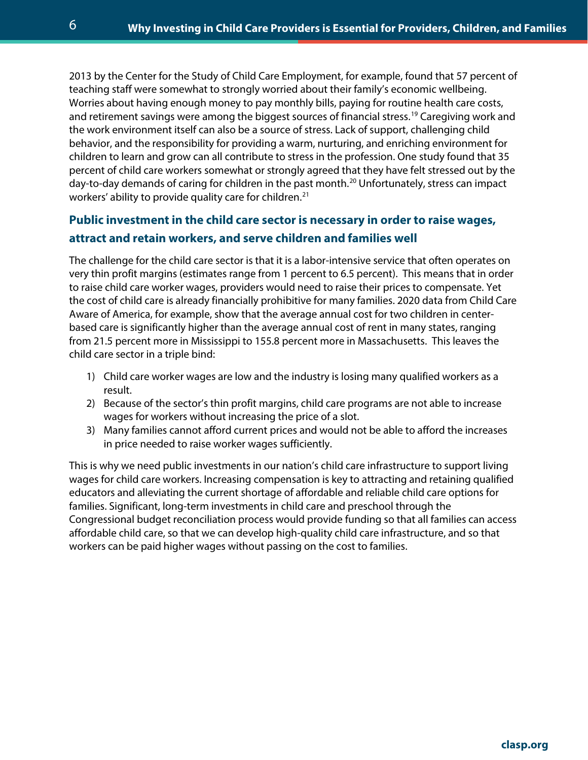2013 by the Center for the Study of Child Care Employment, for example, found that 57 percent of teaching staff were somewhat to strongly worried about their family's economic wellbeing. Worries about having enough money to pay monthly bills, paying for routine health care costs, and retirement savings were among the biggest sources of financial stress.[19] Caregiving work and the work environment itself can also be a source of stress. Lack of support, challenging child behavior, and the responsibility for providing a warm, nurturing, and enriching environment for children to learn and grow can all contribute to stress in the profession. One study found that 35 percent of child care workers somewhat or strongly agreed that they have felt stressed out by the day-to-day demands of caring for children in the past month.[20] Unfortunately, stress can impact workers' ability to provide quality care for children.[21]

### Public investment in the child care sector is necessary in order to raise wages, attract and retain workers, and serve children and families well

The challenge for the child care sector is that it is a labor-intensive service that often operates on very thin profit margins (estimates range from 1 percent to 6.5 percent). This means that in order to raise child care worker wages, providers would need to raise their prices to compensate. Yet the cost of child care is already financially prohibitive for many families. 2020 data from Child Care Aware of America, for example, show that the average annual cost for two children in center-based care is significantly higher than the average annual cost of rent in many states, ranging from 21.5 percent more in Mississippi to 155.8 percent more in Massachusetts. This leaves the child care sector in a triple bind:

1) Child care worker wages are low and the industry is losing many qualified workers as a result.
2) Because of the sector's thin profit margins, child care programs are not able to increase wages for workers without increasing the price of a slot.
3) Many families cannot afford current prices and would not be able to afford the increases in price needed to raise worker wages sufficiently.

This is why we need public investments in our nation's child care infrastructure to support living wages for child care workers. Increasing compensation is key to attracting and retaining qualified educators and alleviating the current shortage of affordable and reliable child care options for families. Significant, long-term investments in child care and preschool through the Congressional budget reconciliation process would provide funding so that all families can access affordable child care, so that we can develop high-quality child care infrastructure, and so that workers can be paid higher wages without passing on the cost to families.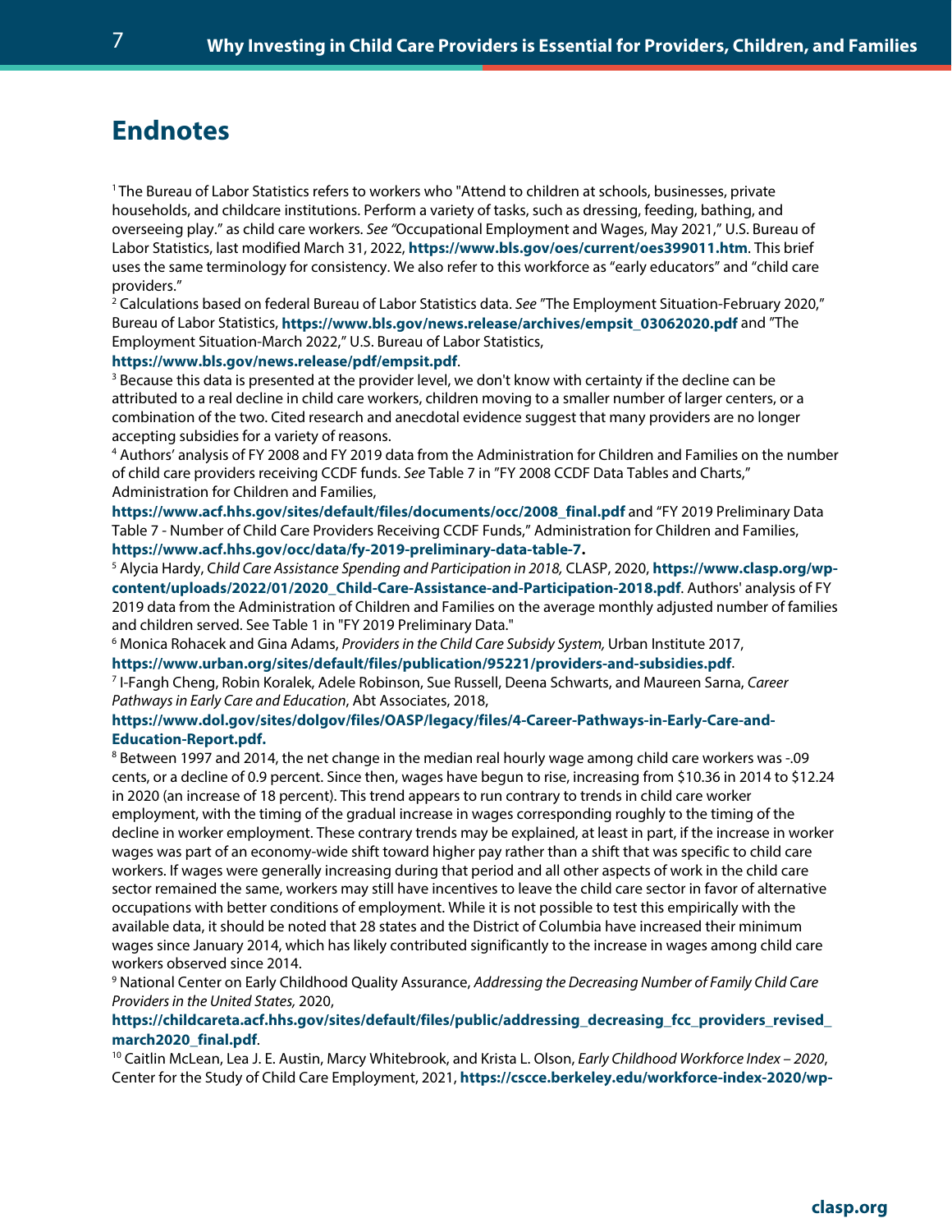## Endnotes

[1] The Bureau of Labor Statistics refers to workers who "Attend to children at schools, businesses, private households, and childcare institutions. Perform a variety of tasks, such as dressing, feeding, bathing, and overseeing play." as child care workers. *See "*Occupational Employment and Wages, May 2021," U.S. Bureau of Labor Statistics, last modified March 31, 2022, **https://www.bls.gov/oes/current/oes399011.htm**. This brief uses the same terminology for consistency. We also refer to this workforce as "early educators" and "child care providers."

[2] Calculations based on federal Bureau of Labor Statistics data. *See* "The Employment Situation-February 2020," Bureau of Labor Statistics, **https://www.bls.gov/news.release/archives/empsit_03062020.pdf** and "The Employment Situation-March 2022," U.S. Bureau of Labor Statistics, **https://www.bls.gov/news.release/pdf/empsit.pdf**.

[3] Because this data is presented at the provider level, we don't know with certainty if the decline can be attributed to a real decline in child care workers, children moving to a smaller number of larger centers, or a combination of the two. Cited research and anecdotal evidence suggest that many providers are no longer accepting subsidies for a variety of reasons.

[4] Authors' analysis of FY 2008 and FY 2019 data from the Administration for Children and Families on the number of child care providers receiving CCDF funds. *See* Table 7 in "FY 2008 CCDF Data Tables and Charts," Administration for Children and Families, **https://www.acf.hhs.gov/sites/default/files/documents/occ/2008_final.pdf** and "FY 2019 Preliminary Data Table 7 - Number of Child Care Providers Receiving CCDF Funds," Administration for Children and Families, **https://www.acf.hhs.gov/occ/data/fy-2019-preliminary-data-table-7.**

[5] Alycia Hardy, C*hild Care Assistance Spending and Participation in 2018,* CLASP, 2020, **https://www.clasp.org/wp-content/uploads/2022/01/2020_Child-Care-Assistance-and-Participation-2018.pdf**. Authors' analysis of FY 2019 data from the Administration of Children and Families on the average monthly adjusted number of families and children served. See Table 1 in "FY 2019 Preliminary Data."

[6] Monica Rohacek and Gina Adams, *Providers in the Child Care Subsidy System,* Urban Institute 2017, **https://www.urban.org/sites/default/files/publication/95221/providers-and-subsidies.pdf**.

[7] I-Fangh Cheng, Robin Koralek, Adele Robinson, Sue Russell, Deena Schwarts, and Maureen Sarna, *Career Pathways in Early Care and Education*, Abt Associates, 2018, **https://www.dol.gov/sites/dolgov/files/OASP/legacy/files/4-Career-Pathways-in-Early-Care-and-Education-Report.pdf.**

[8] Between 1997 and 2014, the net change in the median real hourly wage among child care workers was -.09 cents, or a decline of 0.9 percent. Since then, wages have begun to rise, increasing from $10.36 in 2014 to $12.24 in 2020 (an increase of 18 percent). This trend appears to run contrary to trends in child care worker employment, with the timing of the gradual increase in wages corresponding roughly to the timing of the decline in worker employment. These contrary trends may be explained, at least in part, if the increase in worker wages was part of an economy-wide shift toward higher pay rather than a shift that was specific to child care workers. If wages were generally increasing during that period and all other aspects of work in the child care sector remained the same, workers may still have incentives to leave the child care sector in favor of alternative occupations with better conditions of employment. While it is not possible to test this empirically with the available data, it should be noted that 28 states and the District of Columbia have increased their minimum wages since January 2014, which has likely contributed significantly to the increase in wages among child care workers observed since 2014.

[9] National Center on Early Childhood Quality Assurance, *Addressing the Decreasing Number of Family Child Care Providers in the United States,* 2020, **https://childcareta.acf.hhs.gov/sites/default/files/public/addressing_decreasing_fcc_providers_revised_march2020_final.pdf**.

[10] Caitlin McLean, Lea J. E. Austin, Marcy Whitebrook, and Krista L. Olson, *Early Childhood Workforce Index – 2020*, Center for the Study of Child Care Employment, 2021, **https://cscce.berkeley.edu/workforce-index-2020/wp-**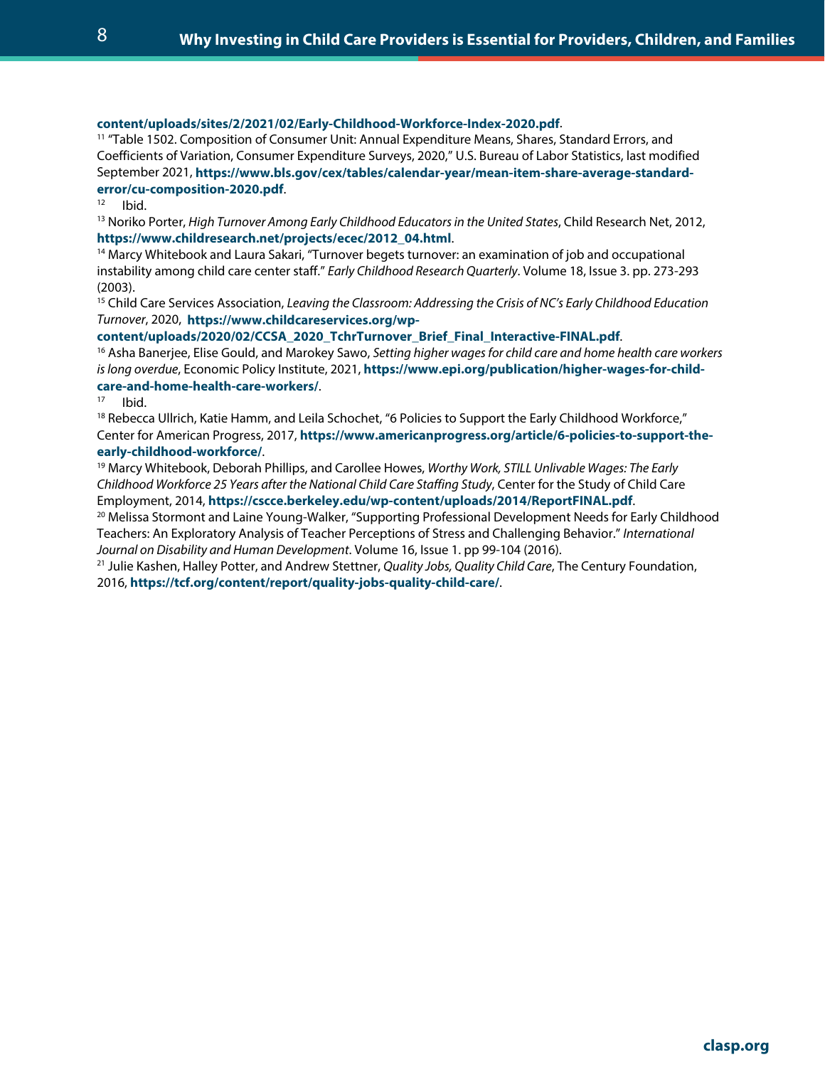**content/uploads/sites/2/2021/02/Early-Childhood-Workforce-Index-2020.pdf**.

[11] "Table 1502. Composition of Consumer Unit: Annual Expenditure Means, Shares, Standard Errors, and Coefficients of Variation, Consumer Expenditure Surveys, 2020," U.S. Bureau of Labor Statistics, last modified September 2021, **https://www.bls.gov/cex/tables/calendar-year/mean-item-share-average-standard-error/cu-composition-2020.pdf**.

[12] Ibid.

[13] Noriko Porter, *High Turnover Among Early Childhood Educators in the United States*, Child Research Net, 2012, **https://www.childresearch.net/projects/ecec/2012_04.html**.

[14] Marcy Whitebook and Laura Sakari, "Turnover begets turnover: an examination of job and occupational instability among child care center staff." *Early Childhood Research Quarterly*. Volume 18, Issue 3. pp. 273-293 (2003).

[15] Child Care Services Association, *Leaving the Classroom: Addressing the Crisis of NC's Early Childhood Education Turnover*, 2020, **https://www.childcareservices.org/wp-content/uploads/2020/02/CCSA_2020_TchrTurnover_Brief_Final_Interactive-FINAL.pdf**.

[16] Asha Banerjee, Elise Gould, and Marokey Sawo, *Setting higher wages for child care and home health care workers is long overdue*, Economic Policy Institute, 2021, **https://www.epi.org/publication/higher-wages-for-child-care-and-home-health-care-workers/**.

[17] Ibid.

[18] Rebecca Ullrich, Katie Hamm, and Leila Schochet, "6 Policies to Support the Early Childhood Workforce," Center for American Progress, 2017, **https://www.americanprogress.org/article/6-policies-to-support-the-early-childhood-workforce/**.

[19] Marcy Whitebook, Deborah Phillips, and Carollee Howes, *Worthy Work, STILL Unlivable Wages: The Early Childhood Workforce 25 Years after the National Child Care Staffing Study*, Center for the Study of Child Care Employment, 2014, **https://cscce.berkeley.edu/wp-content/uploads/2014/ReportFINAL.pdf**.

[20] Melissa Stormont and Laine Young-Walker, "Supporting Professional Development Needs for Early Childhood Teachers: An Exploratory Analysis of Teacher Perceptions of Stress and Challenging Behavior." *International Journal on Disability and Human Development*. Volume 16, Issue 1. pp 99-104 (2016).

[21] Julie Kashen, Halley Potter, and Andrew Stettner, *Quality Jobs, Quality Child Care*, The Century Foundation, 2016, **https://tcf.org/content/report/quality-jobs-quality-child-care/**.